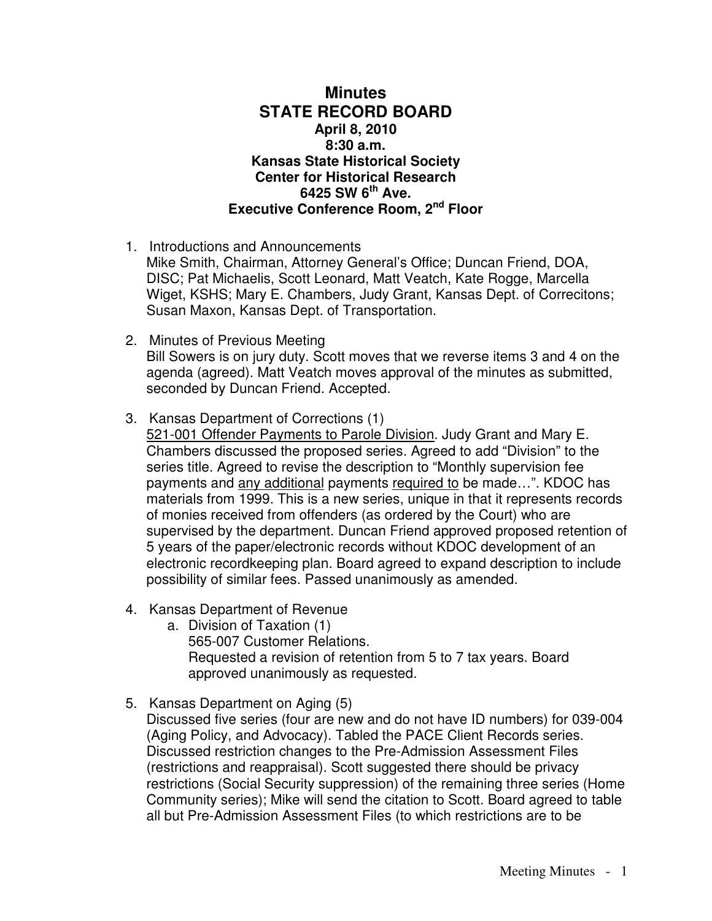# Minutes
# STATE RECORD BOARD

**April 8, 2010**
**8:30 a.m.**
**Kansas State Historical Society**
**Center for Historical Research**
**6425 SW 6th Ave.**
**Executive Conference Room, 2nd Floor**

1. Introductions and Announcements
   Mike Smith, Chairman, Attorney General's Office; Duncan Friend, DOA, DISC; Pat Michaelis, Scott Leonard, Matt Veatch, Kate Rogge, Marcella Wiget, KSHS; Mary E. Chambers, Judy Grant, Kansas Dept. of Correcitons; Susan Maxon, Kansas Dept. of Transportation.

2. Minutes of Previous Meeting
   Bill Sowers is on jury duty. Scott moves that we reverse items 3 and 4 on the agenda (agreed). Matt Veatch moves approval of the minutes as submitted, seconded by Duncan Friend. Accepted.

3. Kansas Department of Corrections (1)
   <u>521-001 Offender Payments to Parole Division</u>. Judy Grant and Mary E. Chambers discussed the proposed series. Agreed to add "Division" to the series title. Agreed to revise the description to "Monthly supervision fee payments and <u>any additional</u> payments <u>required to</u> be made…". KDOC has materials from 1999. This is a new series, unique in that it represents records of monies received from offenders (as ordered by the Court) who are supervised by the department. Duncan Friend approved proposed retention of 5 years of the paper/electronic records without KDOC development of an electronic recordkeeping plan. Board agreed to expand description to include possibility of similar fees. Passed unanimously as amended.

4. Kansas Department of Revenue
   a. Division of Taxation (1)
      565-007 Customer Relations.
      Requested a revision of retention from 5 to 7 tax years. Board approved unanimously as requested.

5. Kansas Department on Aging (5)
   Discussed five series (four are new and do not have ID numbers) for 039-004 (Aging Policy, and Advocacy). Tabled the PACE Client Records series. Discussed restriction changes to the Pre-Admission Assessment Files (restrictions and reappraisal). Scott suggested there should be privacy restrictions (Social Security suppression) of the remaining three series (Home Community series); Mike will send the citation to Scott. Board agreed to table all but Pre-Admission Assessment Files (to which restrictions are to be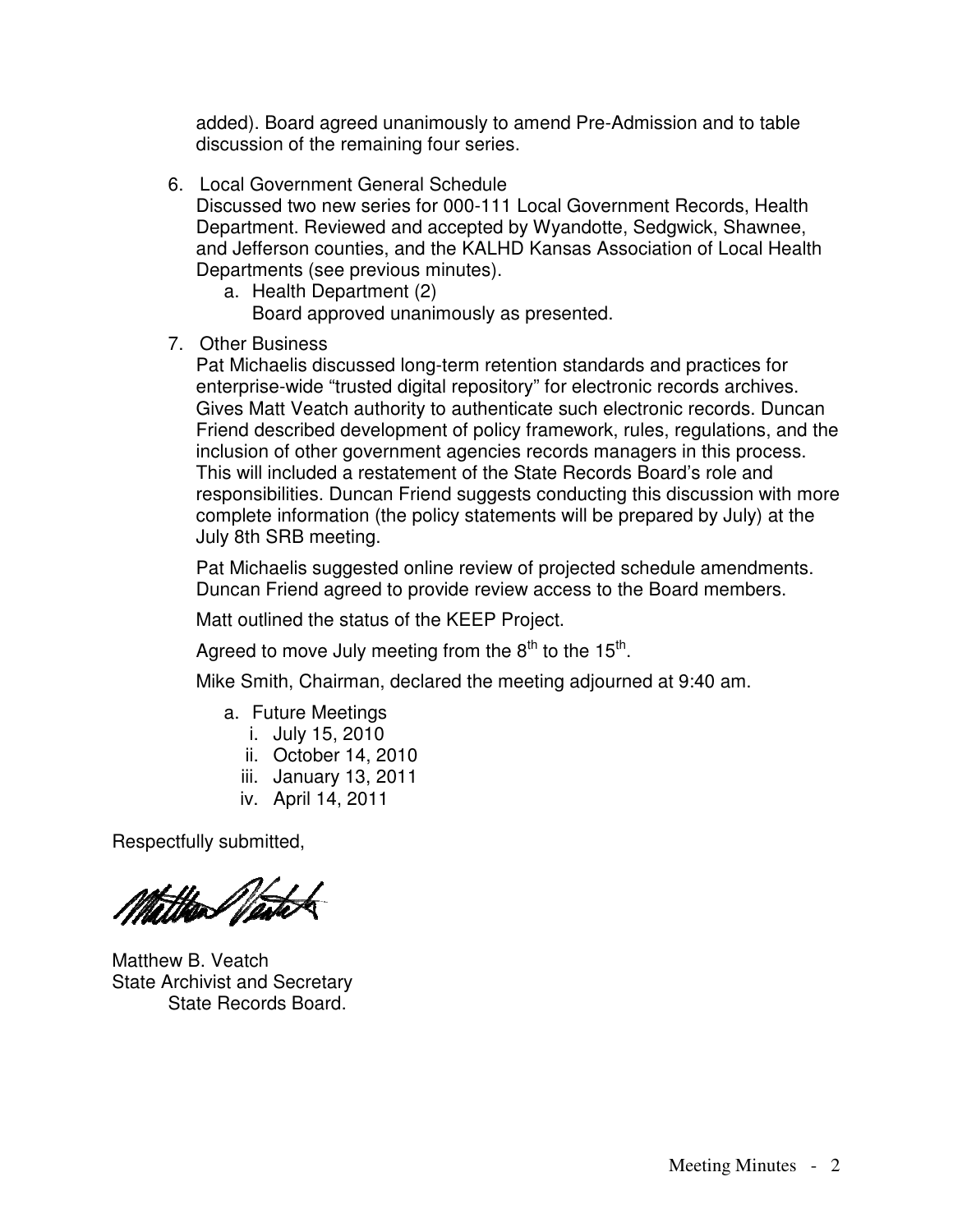added). Board agreed unanimously to amend Pre-Admission and to table discussion of the remaining four series.

6. Local Government General Schedule

   Discussed two new series for 000-111 Local Government Records, Health Department. Reviewed and accepted by Wyandotte, Sedgwick, Shawnee, and Jefferson counties, and the KALHD Kansas Association of Local Health Departments (see previous minutes).

   a. Health Department (2)

      Board approved unanimously as presented.

7. Other Business

   Pat Michaelis discussed long-term retention standards and practices for enterprise-wide "trusted digital repository" for electronic records archives. Gives Matt Veatch authority to authenticate such electronic records. Duncan Friend described development of policy framework, rules, regulations, and the inclusion of other government agencies records managers in this process. This will included a restatement of the State Records Board's role and responsibilities. Duncan Friend suggests conducting this discussion with more complete information (the policy statements will be prepared by July) at the July 8th SRB meeting.

   Pat Michaelis suggested online review of projected schedule amendments. Duncan Friend agreed to provide review access to the Board members.

   Matt outlined the status of the KEEP Project.

   Agreed to move July meeting from the 8th to the 15th.

   Mike Smith, Chairman, declared the meeting adjourned at 9:40 am.

   a. Future Meetings
      i. July 15, 2010
      ii. October 14, 2010
      iii. January 13, 2011
      iv. April 14, 2011

Respectfully submitted,

Matthew B. Veatch
State Archivist and Secretary
State Records Board.